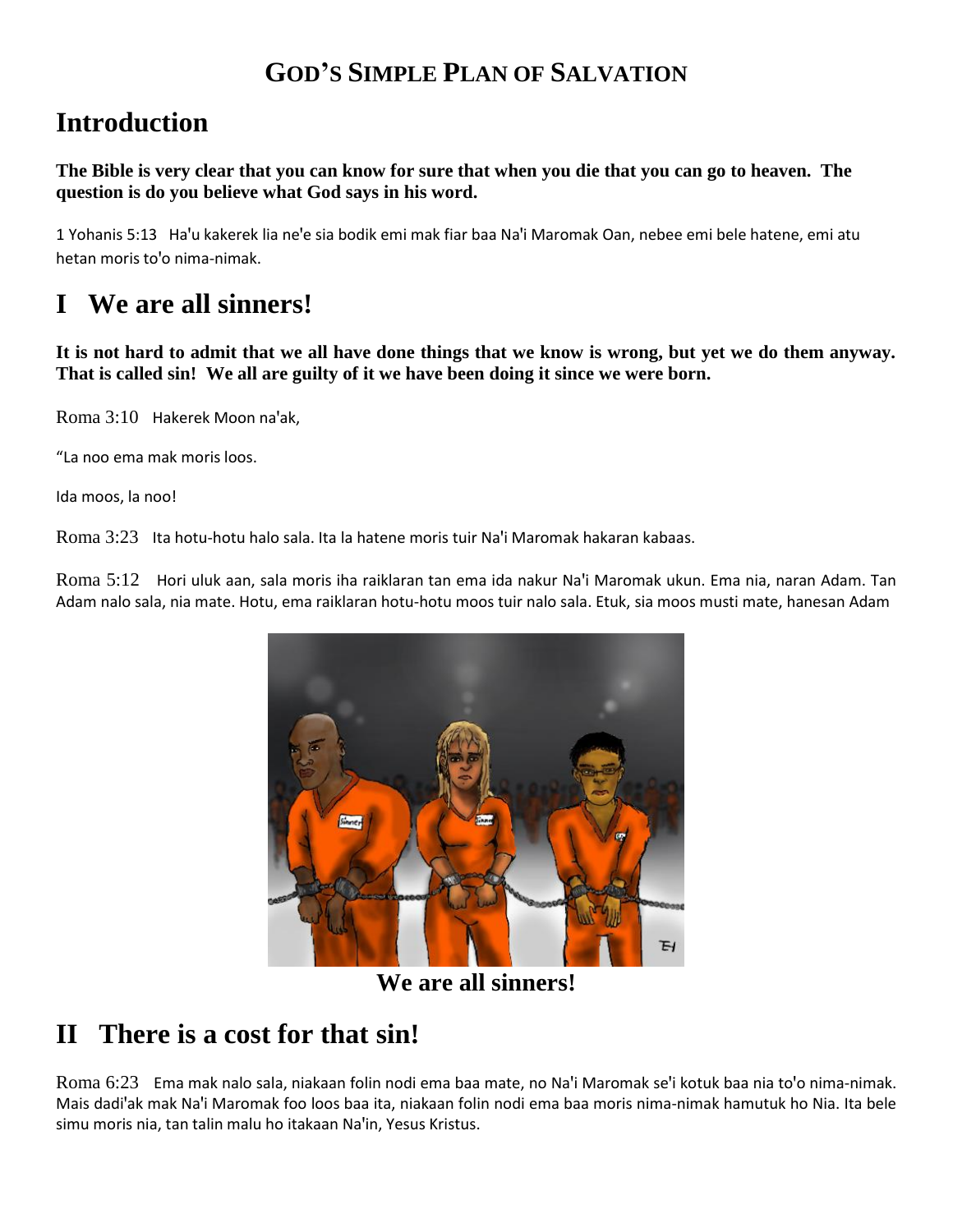# GOD'S SIMPLE PLAN OF SALVATION

## Introduction

**The Bible is very clear that you can know for sure that when you die that you can go to heaven. The question is do you believe what God says in his word.**

1 Yohanis 5:13 Ha'u kakerek lia ne'e sia bodik emi mak fiar baa Na'i Maromak Oan, nebee emi bele hatene, emi atu hetan moris to'o nima-nimak.

## I We are all sinners!

**It is not hard to admit that we all have done things that we know is wrong, but yet we do them anyway. That is called sin! We all are guilty of it we have been doing it since we were born.**

Roma 3:10 Hakerek Moon na'ak,

"La noo ema mak moris loos.

Ida moos, la noo!

Roma 3:23 Ita hotu-hotu halo sala. Ita la hatene moris tuir Na'i Maromak hakaran kabaas.

Roma 5:12 Hori uluk aan, sala moris iha raiklaran tan ema ida nakur Na'i Maromak ukun. Ema nia, naran Adam. Tan Adam nalo sala, nia mate. Hotu, ema raiklaran hotu-hotu moos tuir nalo sala. Etuk, sia moos musti mate, hanesan Adam

**We are all sinners!**

## II There is a cost for that sin!

Roma 6:23 Ema mak nalo sala, niakaan folin nodi ema baa mate, no Na'i Maromak se'i kotuk baa nia to'o nima-nimak. Mais dadi'ak mak Na'i Maromak foo loos baa ita, niakaan folin nodi ema baa moris nima-nimak hamutuk ho Nia. Ita bele simu moris nia, tan talin malu ho itakaan Na'in, Yesus Kristus.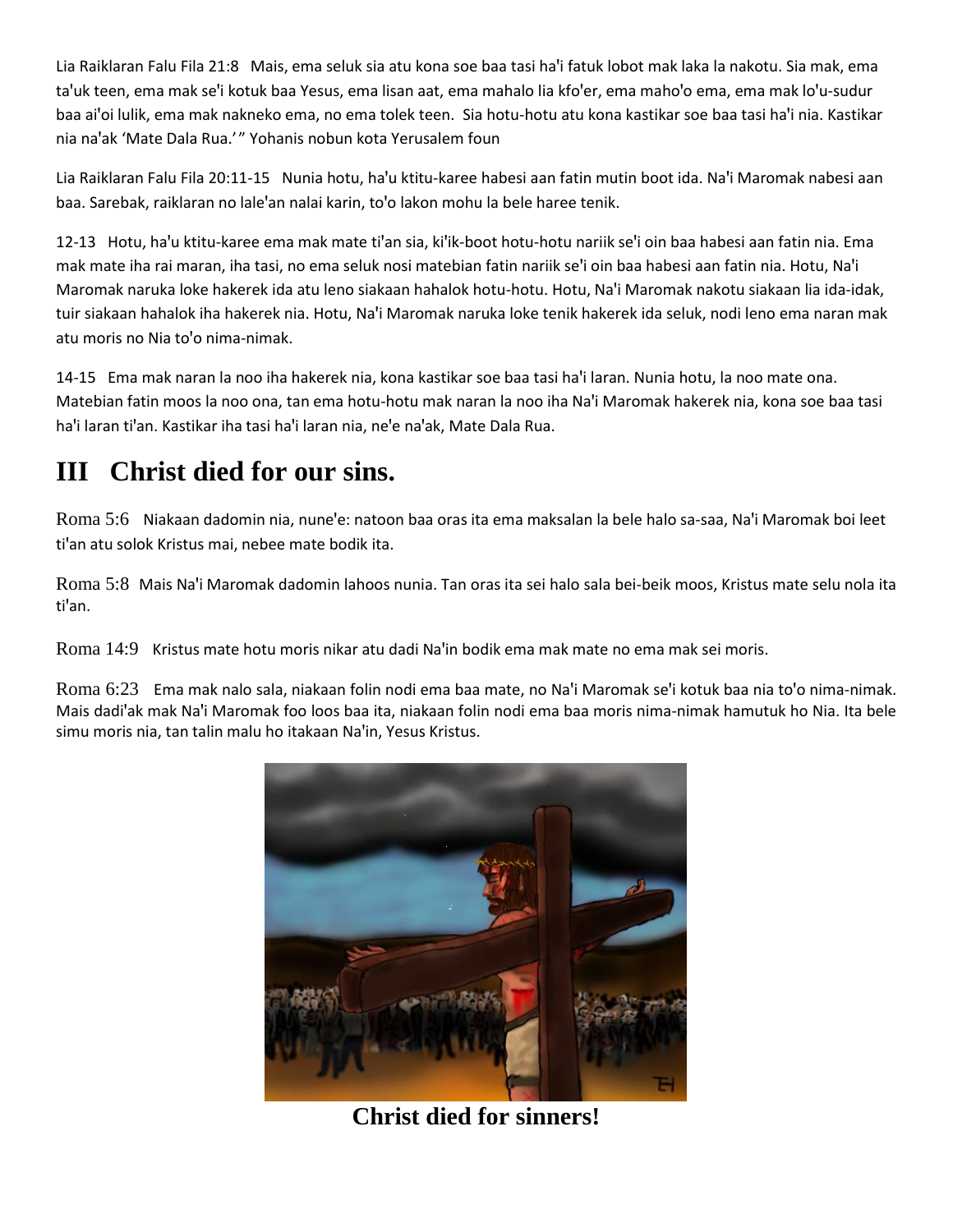Lia Raiklaran Falu Fila 21:8 Mais, ema seluk sia atu kona soe baa tasi ha'i fatuk lobot mak laka la nakotu. Sia mak, ema ta'uk teen, ema mak se'i kotuk baa Yesus, ema lisan aat, ema mahalo lia kfo'er, ema maho'o ema, ema mak lo'u-sudur baa ai'oi lulik, ema mak nakneko ema, no ema tolek teen. Sia hotu-hotu atu kona kastikar soe baa tasi ha'i nia. Kastikar nia na'ak 'Mate Dala Rua.' " Yohanis nobun kota Yerusalem foun

Lia Raiklaran Falu Fila 20:11-15 Nunia hotu, ha'u ktitu-karee habesi aan fatin mutin boot ida. Na'i Maromak nabesi aan baa. Sarebak, raiklaran no lale'an nalai karin, to'o lakon mohu la bele haree tenik.

12-13 Hotu, ha'u ktitu-karee ema mak mate ti'an sia, ki'ik-boot hotu-hotu nariik se'i oin baa habesi aan fatin nia. Ema mak mate iha rai maran, iha tasi, no ema seluk nosi matebian fatin nariik se'i oin baa habesi aan fatin nia. Hotu, Na'i Maromak naruka loke hakerek ida atu leno siakaan hahalok hotu-hotu. Hotu, Na'i Maromak nakotu siakaan lia ida-idak, tuir siakaan hahalok iha hakerek nia. Hotu, Na'i Maromak naruka loke tenik hakerek ida seluk, nodi leno ema naran mak atu moris no Nia to'o nima-nimak.

14-15 Ema mak naran la noo iha hakerek nia, kona kastikar soe baa tasi ha'i laran. Nunia hotu, la noo mate ona. Matebian fatin moos la noo ona, tan ema hotu-hotu mak naran la noo iha Na'i Maromak hakerek nia, kona soe baa tasi ha'i laran ti'an. Kastikar iha tasi ha'i laran nia, ne'e na'ak, Mate Dala Rua.

# III Christ died for our sins.

Roma 5:6 Niakaan dadomin nia, nune'e: natoon baa oras ita ema maksalan la bele halo sa-saa, Na'i Maromak boi leet ti'an atu solok Kristus mai, nebee mate bodik ita.

Roma 5:8 Mais Na'i Maromak dadomin lahoos nunia. Tan oras ita sei halo sala bei-beik moos, Kristus mate selu nola ita ti'an.

Roma 14:9 Kristus mate hotu moris nikar atu dadi Na'in bodik ema mak mate no ema mak sei moris.

Roma 6:23 Ema mak nalo sala, niakaan folin nodi ema baa mate, no Na'i Maromak se'i kotuk baa nia to'o nima-nimak. Mais dadi'ak mak Na'i Maromak foo loos baa ita, niakaan folin nodi ema baa moris nima-nimak hamutuk ho Nia. Ita bele simu moris nia, tan talin malu ho itakaan Na'in, Yesus Kristus.

**Christ died for sinners!**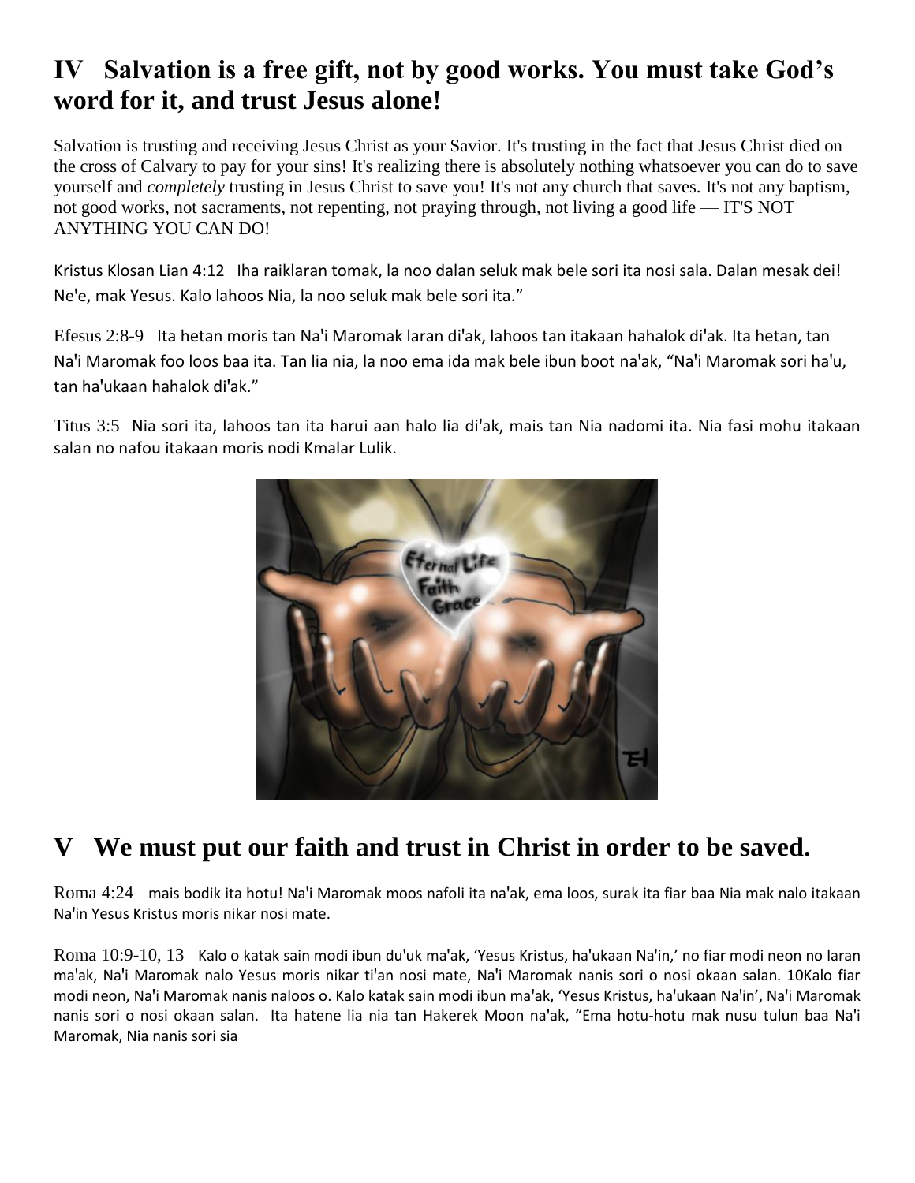## IV Salvation is a free gift, not by good works. You must take God's word for it, and trust Jesus alone!

Salvation is trusting and receiving Jesus Christ as your Savior. It's trusting in the fact that Jesus Christ died on the cross of Calvary to pay for your sins! It's realizing there is absolutely nothing whatsoever you can do to save yourself and *completely* trusting in Jesus Christ to save you! It's not any church that saves. It's not any baptism, not good works, not sacraments, not repenting, not praying through, not living a good life — IT'S NOT ANYTHING YOU CAN DO!

Kristus Klosan Lian 4:12 Iha raiklaran tomak, la noo dalan seluk mak bele sori ita nosi sala. Dalan mesak dei! Ne'e, mak Yesus. Kalo lahoos Nia, la noo seluk mak bele sori ita."

Efesus 2:8-9 Ita hetan moris tan Na'i Maromak laran di'ak, lahoos tan itakaan hahalok di'ak. Ita hetan, tan Na'i Maromak foo loos baa ita. Tan lia nia, la noo ema ida mak bele ibun boot na'ak, "Na'i Maromak sori ha'u, tan ha'ukaan hahalok di'ak."

Titus 3:5 Nia sori ita, lahoos tan ita harui aan halo lia di'ak, mais tan Nia nadomi ita. Nia fasi mohu itakaan salan no nafou itakaan moris nodi Kmalar Lulik.

## V We must put our faith and trust in Christ in order to be saved.

Roma 4:24 mais bodik ita hotu! Na'i Maromak moos nafoli ita na'ak, ema loos, surak ita fiar baa Nia mak nalo itakaan Na'in Yesus Kristus moris nikar nosi mate.

Roma 10:9-10, 13 Kalo o katak sain modi ibun du'uk ma'ak, 'Yesus Kristus, ha'ukaan Na'in,' no fiar modi neon no laran ma'ak, Na'i Maromak nalo Yesus moris nikar ti'an nosi mate, Na'i Maromak nanis sori o nosi okaan salan. 10Kalo fiar modi neon, Na'i Maromak nanis naloos o. Kalo katak sain modi ibun ma'ak, 'Yesus Kristus, ha'ukaan Na'in', Na'i Maromak nanis sori o nosi okaan salan. Ita hatene lia nia tan Hakerek Moon na'ak, "Ema hotu-hotu mak nusu tulun baa Na'i Maromak, Nia nanis sori sia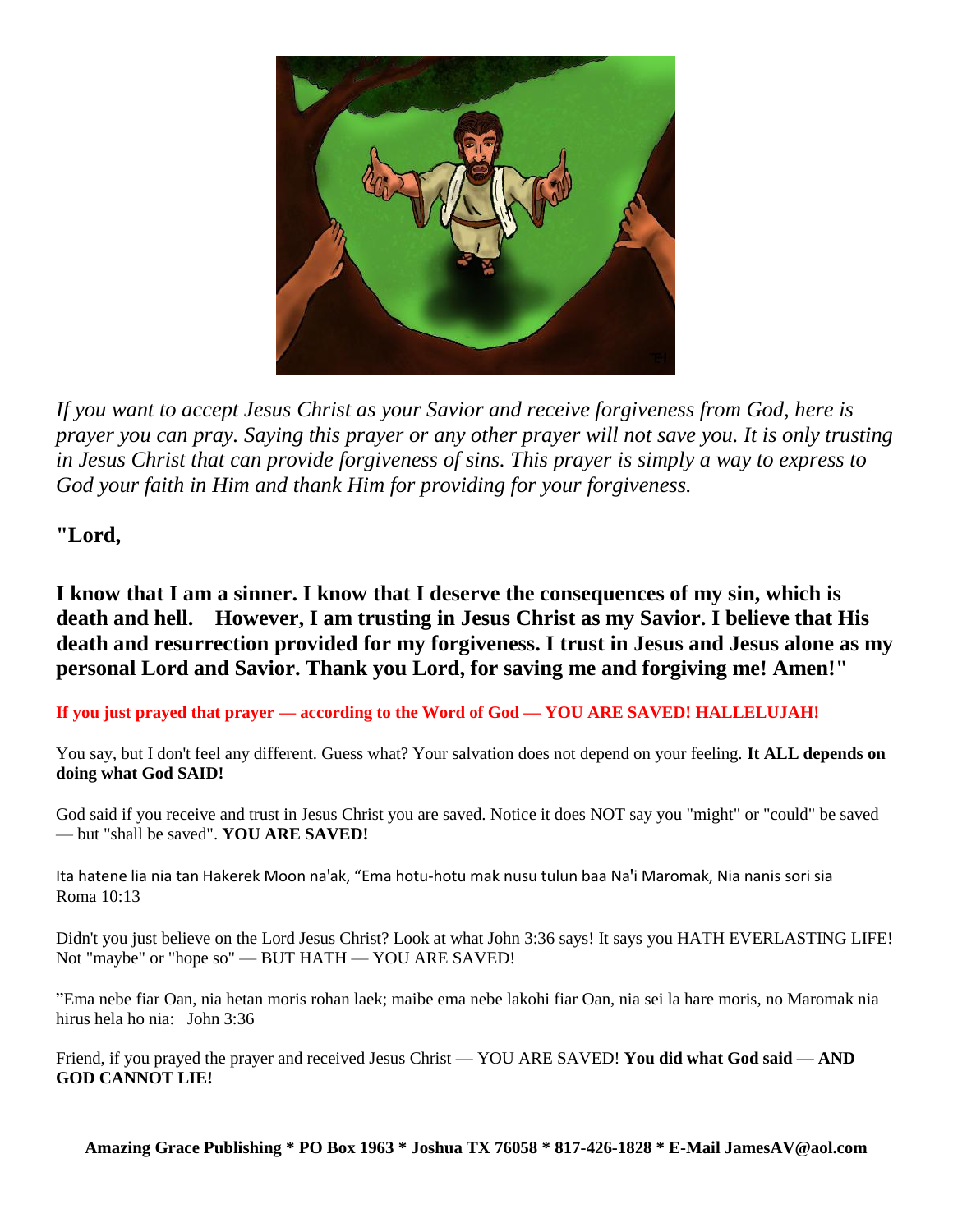*If you want to accept Jesus Christ as your Savior and receive forgiveness from God, here is prayer you can pray. Saying this prayer or any other prayer will not save you. It is only trusting in Jesus Christ that can provide forgiveness of sins. This prayer is simply a way to express to God your faith in Him and thank Him for providing for your forgiveness.*

**"Lord,**

**I know that I am a sinner. I know that I deserve the consequences of my sin, which is death and hell. However, I am trusting in Jesus Christ as my Savior. I believe that His death and resurrection provided for my forgiveness. I trust in Jesus and Jesus alone as my personal Lord and Savior. Thank you Lord, for saving me and forgiving me! Amen!"**

**If you just prayed that prayer — according to the Word of God — YOU ARE SAVED! HALLELUJAH!**

You say, but I don't feel any different. Guess what? Your salvation does not depend on your feeling. **It ALL depends on doing what God SAID!**

God said if you receive and trust in Jesus Christ you are saved. Notice it does NOT say you "might" or "could" be saved — but "shall be saved". **YOU ARE SAVED!**

Ita hatene lia nia tan Hakerek Moon na'ak, "Ema hotu-hotu mak nusu tulun baa Na'i Maromak, Nia nanis sori sia Roma 10:13

Didn't you just believe on the Lord Jesus Christ? Look at what John 3:36 says! It says you HATH EVERLASTING LIFE! Not "maybe" or "hope so" — BUT HATH — YOU ARE SAVED!

"Ema nebe fiar Oan, nia hetan moris rohan laek; maibe ema nebe lakohi fiar Oan, nia sei la hare moris, no Maromak nia hirus hela ho nia: John 3:36

Friend, if you prayed the prayer and received Jesus Christ — YOU ARE SAVED! **You did what God said — AND GOD CANNOT LIE!**

**Amazing Grace Publishing * PO Box 1963 * Joshua TX 76058 * 817-426-1828 * E-Mail JamesAV@aol.com**